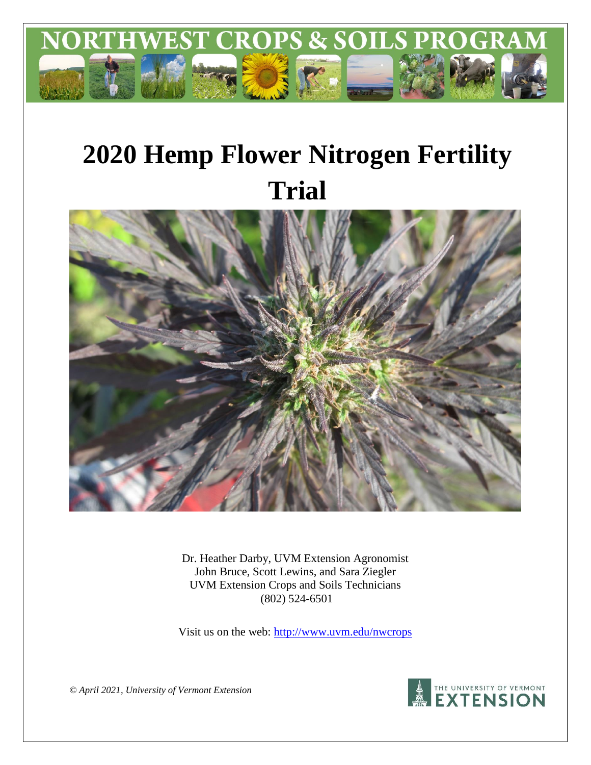# NORTHWEST CROPS & SOILS PROGRAM

# 2020 Hemp Flower Nitrogen Fertility Trial

Dr. Heather Darby, UVM Extension Agronomist
John Bruce, Scott Lewins, and Sara Ziegler
UVM Extension Crops and Soils Technicians
(802) 524-6501

Visit us on the web: http://www.uvm.edu/nwcrops

*© April 2021, University of Vermont Extension*

THE UNIVERSITY OF VERMONT EXTENSION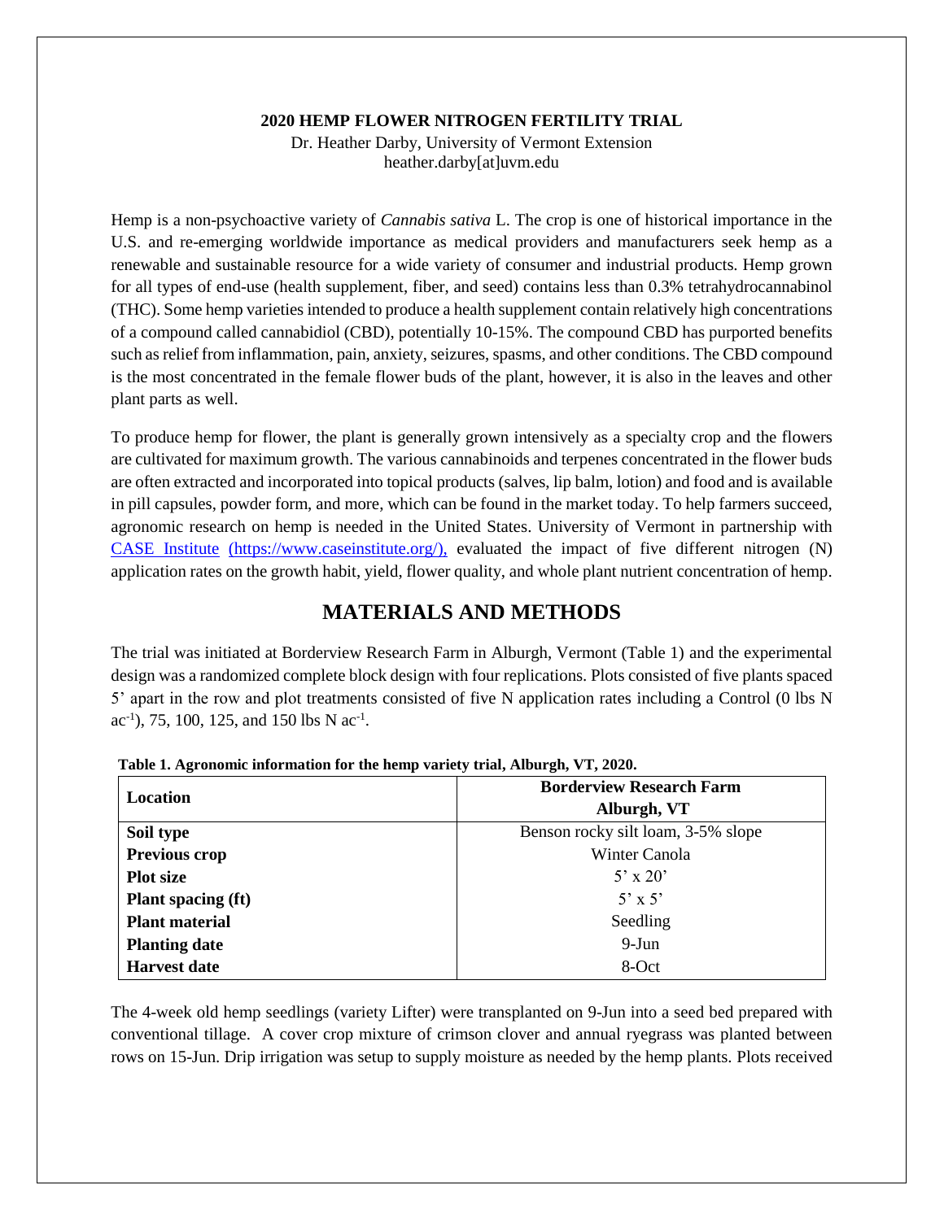**2020 HEMP FLOWER NITROGEN FERTILITY TRIAL**

Dr. Heather Darby, University of Vermont Extension
heather.darby[at]uvm.edu

Hemp is a non-psychoactive variety of *Cannabis sativa* L. The crop is one of historical importance in the U.S. and re-emerging worldwide importance as medical providers and manufacturers seek hemp as a renewable and sustainable resource for a wide variety of consumer and industrial products. Hemp grown for all types of end-use (health supplement, fiber, and seed) contains less than 0.3% tetrahydrocannabinol (THC). Some hemp varieties intended to produce a health supplement contain relatively high concentrations of a compound called cannabidiol (CBD), potentially 10-15%. The compound CBD has purported benefits such as relief from inflammation, pain, anxiety, seizures, spasms, and other conditions. The CBD compound is the most concentrated in the female flower buds of the plant, however, it is also in the leaves and other plant parts as well.

To produce hemp for flower, the plant is generally grown intensively as a specialty crop and the flowers are cultivated for maximum growth. The various cannabinoids and terpenes concentrated in the flower buds are often extracted and incorporated into topical products (salves, lip balm, lotion) and food and is available in pill capsules, powder form, and more, which can be found in the market today. To help farmers succeed, agronomic research on hemp is needed in the United States. University of Vermont in partnership with CASE Institute (https://www.caseinstitute.org/), evaluated the impact of five different nitrogen (N) application rates on the growth habit, yield, flower quality, and whole plant nutrient concentration of hemp.

## MATERIALS AND METHODS

The trial was initiated at Borderview Research Farm in Alburgh, Vermont (Table 1) and the experimental design was a randomized complete block design with four replications. Plots consisted of five plants spaced 5' apart in the row and plot treatments consisted of five N application rates including a Control (0 lbs N $ac^{-1}$), 75, 100, 125, and 150 lbs N $ac^{-1}$.

**Table 1. Agronomic information for the hemp variety trial, Alburgh, VT, 2020.**

| **Location** | **Borderview Research Farm Alburgh, VT** |
|---|---|
| **Soil type** | Benson rocky silt loam, 3-5% slope |
| **Previous crop** | Winter Canola |
| **Plot size** | 5' x 20' |
| **Plant spacing (ft)** | 5' x 5' |
| **Plant material** | Seedling |
| **Planting date** | 9-Jun |
| **Harvest date** | 8-Oct |

The 4-week old hemp seedlings (variety Lifter) were transplanted on 9-Jun into a seed bed prepared with conventional tillage. A cover crop mixture of crimson clover and annual ryegrass was planted between rows on 15-Jun. Drip irrigation was setup to supply moisture as needed by the hemp plants. Plots received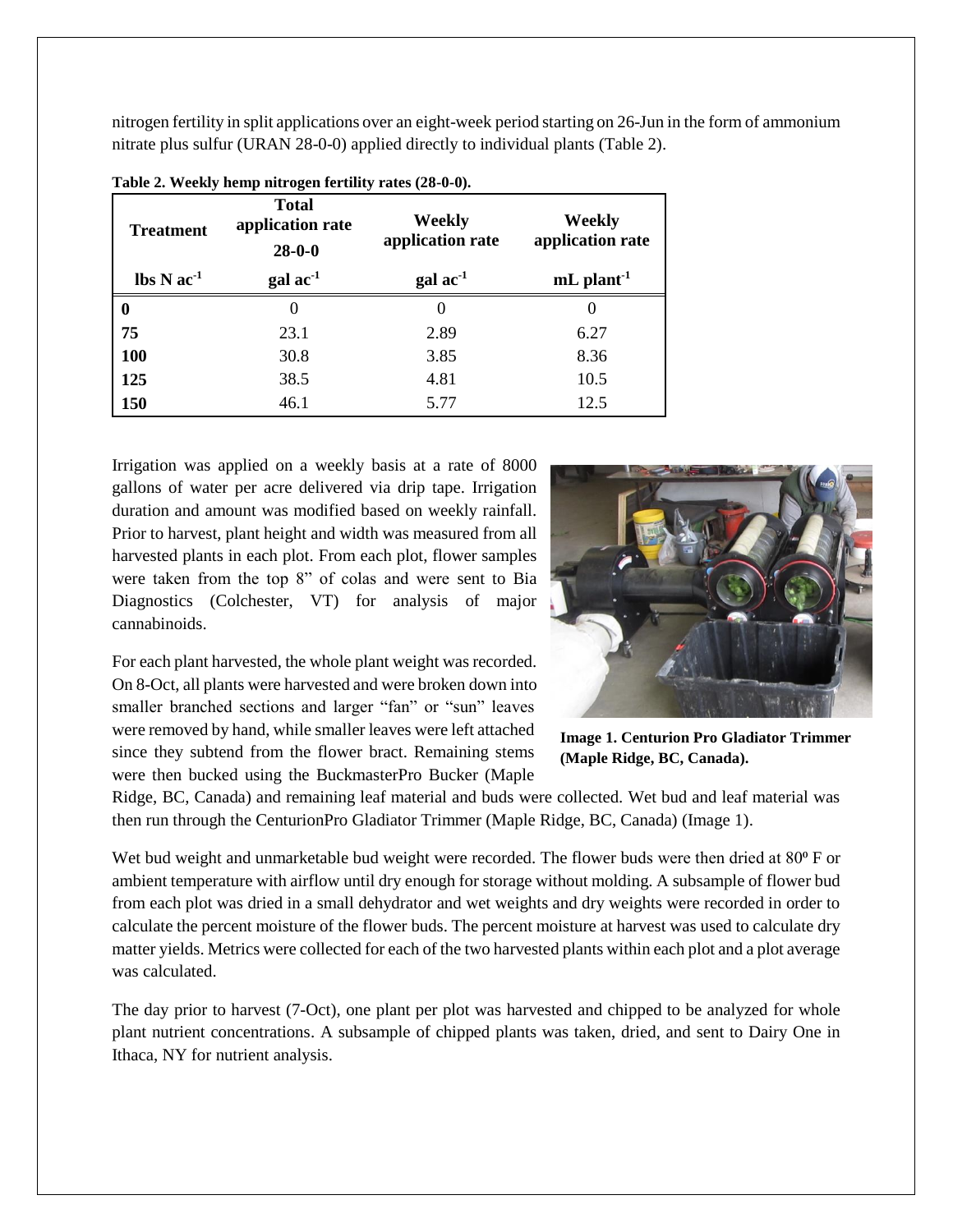nitrogen fertility in split applications over an eight-week period starting on 26-Jun in the form of ammonium nitrate plus sulfur (URAN 28-0-0) applied directly to individual plants (Table 2).

**Table 2. Weekly hemp nitrogen fertility rates (28-0-0).**

| Treatment | Total application rate 28-0-0 | Weekly application rate | Weekly application rate |
|---|---|---|---|
| lbs N $ac^{-1}$ | gal $ac^{-1}$ | gal $ac^{-1}$ | mL $plant^{-1}$ |
| **0** | 0 | 0 | 0 |
| **75** | 23.1 | 2.89 | 6.27 |
| **100** | 30.8 | 3.85 | 8.36 |
| **125** | 38.5 | 4.81 | 10.5 |
| **150** | 46.1 | 5.77 | 12.5 |

Irrigation was applied on a weekly basis at a rate of 8000 gallons of water per acre delivered via drip tape. Irrigation duration and amount was modified based on weekly rainfall. Prior to harvest, plant height and width was measured from all harvested plants in each plot. From each plot, flower samples were taken from the top 8" of colas and were sent to Bia Diagnostics (Colchester, VT) for analysis of major cannabinoids.

For each plant harvested, the whole plant weight was recorded. On 8-Oct, all plants were harvested and were broken down into smaller branched sections and larger "fan" or "sun" leaves were removed by hand, while smaller leaves were left attached since they subtend from the flower bract. Remaining stems were then bucked using the BuckmasterPro Bucker (Maple Ridge, BC, Canada) and remaining leaf material and buds were collected. Wet bud and leaf material was then run through the CenturionPro Gladiator Trimmer (Maple Ridge, BC, Canada) (Image 1).

**Image 1. Centurion Pro Gladiator Trimmer (Maple Ridge, BC, Canada).**

Wet bud weight and unmarketable bud weight were recorded. The flower buds were then dried at 80º F or ambient temperature with airflow until dry enough for storage without molding. A subsample of flower bud from each plot was dried in a small dehydrator and wet weights and dry weights were recorded in order to calculate the percent moisture of the flower buds. The percent moisture at harvest was used to calculate dry matter yields. Metrics were collected for each of the two harvested plants within each plot and a plot average was calculated.

The day prior to harvest (7-Oct), one plant per plot was harvested and chipped to be analyzed for whole plant nutrient concentrations. A subsample of chipped plants was taken, dried, and sent to Dairy One in Ithaca, NY for nutrient analysis.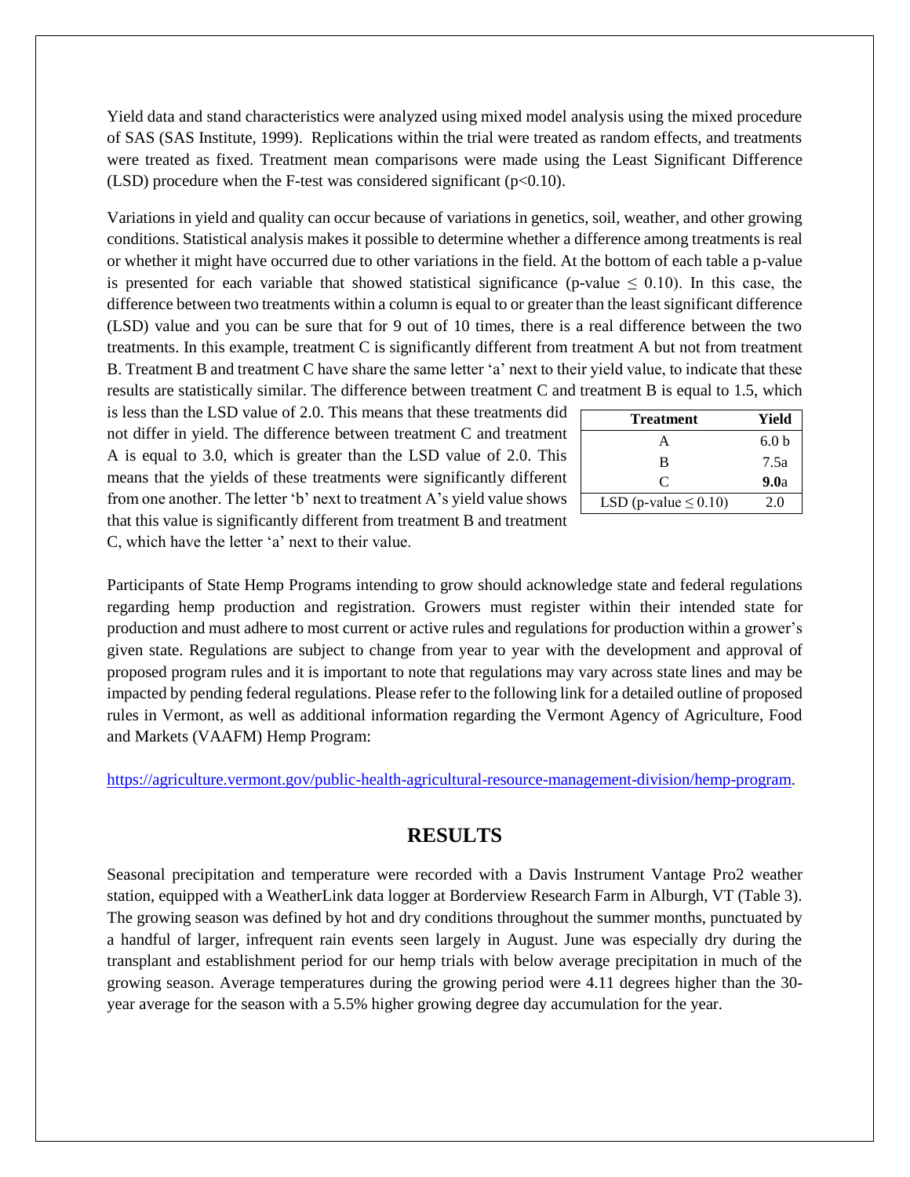Yield data and stand characteristics were analyzed using mixed model analysis using the mixed procedure of SAS (SAS Institute, 1999). Replications within the trial were treated as random effects, and treatments were treated as fixed. Treatment mean comparisons were made using the Least Significant Difference (LSD) procedure when the F-test was considered significant ($p<0.10$).

Variations in yield and quality can occur because of variations in genetics, soil, weather, and other growing conditions. Statistical analysis makes it possible to determine whether a difference among treatments is real or whether it might have occurred due to other variations in the field. At the bottom of each table a p-value is presented for each variable that showed statistical significance (p-value $\leq$ 0.10). In this case, the difference between two treatments within a column is equal to or greater than the least significant difference (LSD) value and you can be sure that for 9 out of 10 times, there is a real difference between the two treatments. In this example, treatment C is significantly different from treatment A but not from treatment B. Treatment B and treatment C have share the same letter 'a' next to their yield value, to indicate that these results are statistically similar. The difference between treatment C and treatment B is equal to 1.5, which is less than the LSD value of 2.0. This means that these treatments did not differ in yield. The difference between treatment C and treatment A is equal to 3.0, which is greater than the LSD value of 2.0. This means that the yields of these treatments were significantly different from one another. The letter 'b' next to treatment A's yield value shows that this value is significantly different from treatment B and treatment C, which have the letter 'a' next to their value.

| Treatment | Yield |
|---|---|
| A | 6.0 b |
| B | 7.5a |
| C | **9.0**a |
| LSD (p-value $\leq$ 0.10) | 2.0 |

Participants of State Hemp Programs intending to grow should acknowledge state and federal regulations regarding hemp production and registration. Growers must register within their intended state for production and must adhere to most current or active rules and regulations for production within a grower's given state. Regulations are subject to change from year to year with the development and approval of proposed program rules and it is important to note that regulations may vary across state lines and may be impacted by pending federal regulations. Please refer to the following link for a detailed outline of proposed rules in Vermont, as well as additional information regarding the Vermont Agency of Agriculture, Food and Markets (VAAFM) Hemp Program:

https://agriculture.vermont.gov/public-health-agricultural-resource-management-division/hemp-program.

## RESULTS

Seasonal precipitation and temperature were recorded with a Davis Instrument Vantage Pro2 weather station, equipped with a WeatherLink data logger at Borderview Research Farm in Alburgh, VT (Table 3). The growing season was defined by hot and dry conditions throughout the summer months, punctuated by a handful of larger, infrequent rain events seen largely in August. June was especially dry during the transplant and establishment period for our hemp trials with below average precipitation in much of the growing season. Average temperatures during the growing period were 4.11 degrees higher than the 30-year average for the season with a 5.5% higher growing degree day accumulation for the year.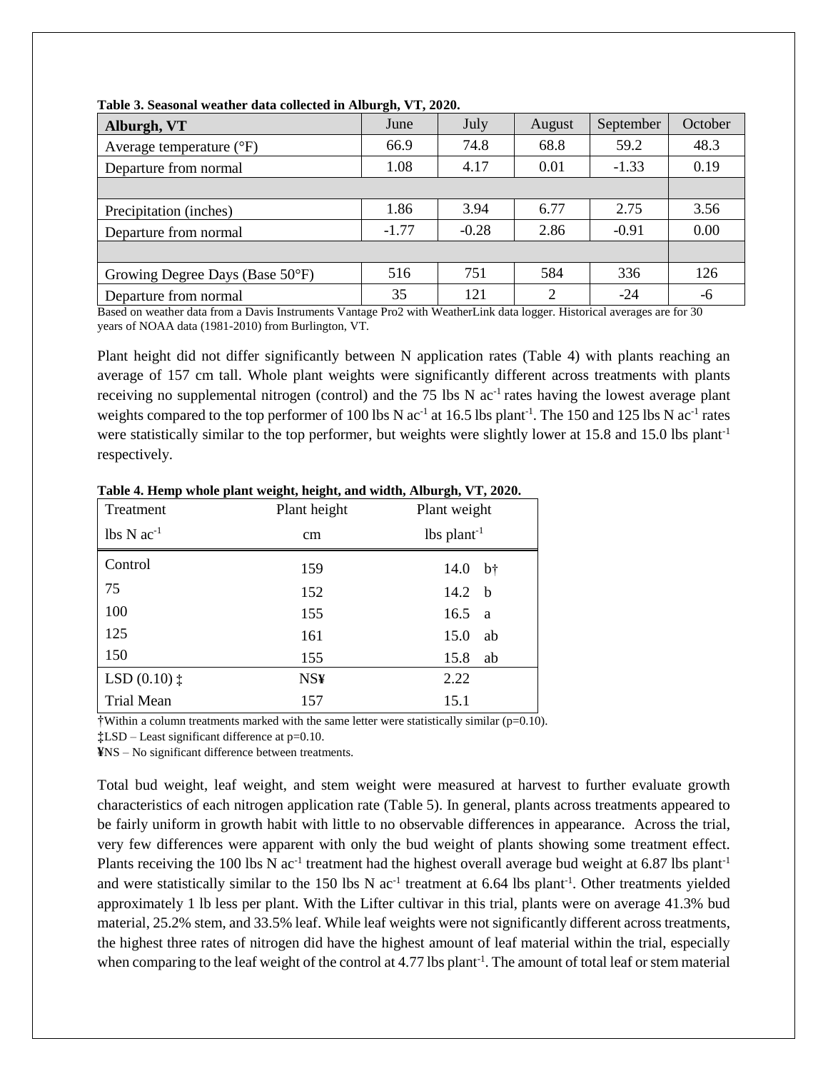**Table 3. Seasonal weather data collected in Alburgh, VT, 2020.**

| Alburgh, VT | June | July | August | September | October |
|---|---|---|---|---|---|
| Average temperature (°F) | 66.9 | 74.8 | 68.8 | 59.2 | 48.3 |
| Departure from normal | 1.08 | 4.17 | 0.01 | -1.33 | 0.19 |
| | | | | | |
| Precipitation (inches) | 1.86 | 3.94 | 6.77 | 2.75 | 3.56 |
| Departure from normal | -1.77 | -0.28 | 2.86 | -0.91 | 0.00 |
| | | | | | |
| Growing Degree Days (Base 50°F) | 516 | 751 | 584 | 336 | 126 |
| Departure from normal | 35 | 121 | 2 | -24 | -6 |

Based on weather data from a Davis Instruments Vantage Pro2 with WeatherLink data logger. Historical averages are for 30 years of NOAA data (1981-2010) from Burlington, VT.

Plant height did not differ significantly between N application rates (Table 4) with plants reaching an average of 157 cm tall. Whole plant weights were significantly different across treatments with plants receiving no supplemental nitrogen (control) and the 75 lbs N $ac^{-1}$ rates having the lowest average plant weights compared to the top performer of 100 lbs N $ac^{-1}$ at 16.5 lbs $plant^{-1}$. The 150 and 125 lbs N $ac^{-1}$ rates were statistically similar to the top performer, but weights were slightly lower at 15.8 and 15.0 lbs $plant^{-1}$ respectively.

**Table 4. Hemp whole plant weight, height, and width, Alburgh, VT, 2020.**

| Treatment | Plant height | Plant weight |
|---|---|---|
| lbs N $ac^{-1}$ | cm | lbs $plant^{-1}$ |
| Control | 159 | 14.0 b† |
| 75 | 152 | 14.2 b |
| 100 | 155 | 16.5 a |
| 125 | 161 | 15.0 ab |
| 150 | 155 | 15.8 ab |
| LSD (0.10) ‡ | NS¥ | 2.22 |
| Trial Mean | 157 | 15.1 |

†Within a column treatments marked with the same letter were statistically similar (p=0.10).
‡LSD – Least significant difference at p=0.10.
¥NS – No significant difference between treatments.

Total bud weight, leaf weight, and stem weight were measured at harvest to further evaluate growth characteristics of each nitrogen application rate (Table 5). In general, plants across treatments appeared to be fairly uniform in growth habit with little to no observable differences in appearance. Across the trial, very few differences were apparent with only the bud weight of plants showing some treatment effect. Plants receiving the 100 lbs N $ac^{-1}$ treatment had the highest overall average bud weight at 6.87 lbs $plant^{-1}$ and were statistically similar to the 150 lbs N $ac^{-1}$ treatment at 6.64 lbs $plant^{-1}$. Other treatments yielded approximately 1 lb less per plant. With the Lifter cultivar in this trial, plants were on average 41.3% bud material, 25.2% stem, and 33.5% leaf. While leaf weights were not significantly different across treatments, the highest three rates of nitrogen did have the highest amount of leaf material within the trial, especially when comparing to the leaf weight of the control at 4.77 lbs $plant^{-1}$. The amount of total leaf or stem material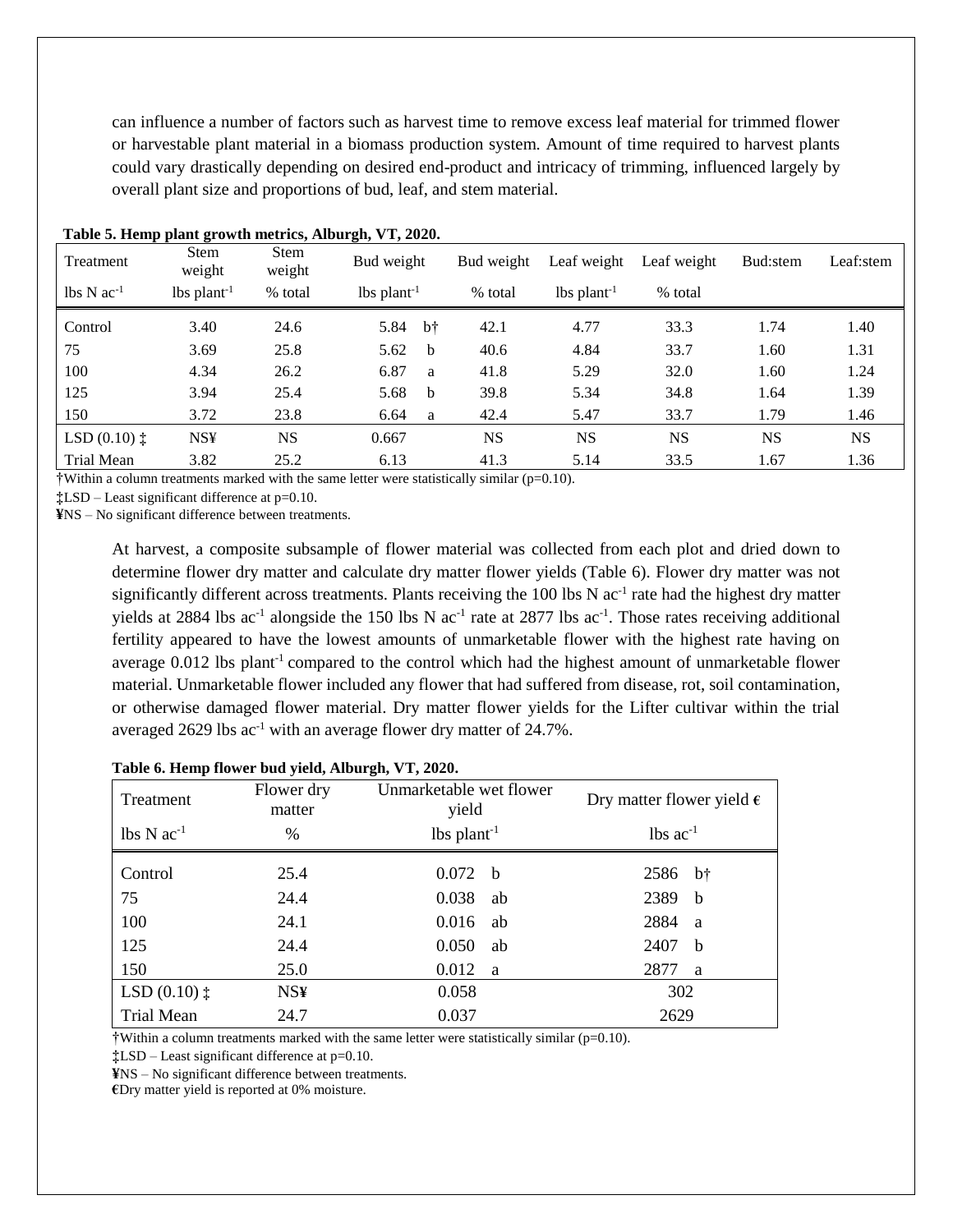can influence a number of factors such as harvest time to remove excess leaf material for trimmed flower or harvestable plant material in a biomass production system. Amount of time required to harvest plants could vary drastically depending on desired end-product and intricacy of trimming, influenced largely by overall plant size and proportions of bud, leaf, and stem material.

**Table 5. Hemp plant growth metrics, Alburgh, VT, 2020.**

| Treatment | Stem weight | Stem weight | Bud weight | | Bud weight | Leaf weight | Leaf weight | Bud:stem | Leaf:stem |
|---|---|---|---|---|---|---|---|---|---|
| lbs N $ac^{-1}$ | lbs $plant^{-1}$ | % total | lbs $plant^{-1}$ | | % total | lbs $plant^{-1}$ | % total | | |
| Control | 3.40 | 24.6 | 5.84 | b† | 42.1 | 4.77 | 33.3 | 1.74 | 1.40 |
| 75 | 3.69 | 25.8 | 5.62 | b | 40.6 | 4.84 | 33.7 | 1.60 | 1.31 |
| 100 | 4.34 | 26.2 | 6.87 | a | 41.8 | 5.29 | 32.0 | 1.60 | 1.24 |
| 125 | 3.94 | 25.4 | 5.68 | b | 39.8 | 5.34 | 34.8 | 1.64 | 1.39 |
| 150 | 3.72 | 23.8 | 6.64 | a | 42.4 | 5.47 | 33.7 | 1.79 | 1.46 |
| LSD (0.10) ‡ | NS¥ | NS | 0.667 | | NS | NS | NS | NS | NS |
| Trial Mean | 3.82 | 25.2 | 6.13 | | 41.3 | 5.14 | 33.5 | 1.67 | 1.36 |

†Within a column treatments marked with the same letter were statistically similar (p=0.10).

‡LSD – Least significant difference at p=0.10.

¥NS – No significant difference between treatments.

At harvest, a composite subsample of flower material was collected from each plot and dried down to determine flower dry matter and calculate dry matter flower yields (Table 6). Flower dry matter was not significantly different across treatments. Plants receiving the 100 lbs N $ac^{-1}$ rate had the highest dry matter yields at 2884 lbs $ac^{-1}$ alongside the 150 lbs N $ac^{-1}$ rate at 2877 lbs $ac^{-1}$. Those rates receiving additional fertility appeared to have the lowest amounts of unmarketable flower with the highest rate having on average 0.012 lbs $plant^{-1}$ compared to the control which had the highest amount of unmarketable flower material. Unmarketable flower included any flower that had suffered from disease, rot, soil contamination, or otherwise damaged flower material. Dry matter flower yields for the Lifter cultivar within the trial averaged 2629 lbs $ac^{-1}$ with an average flower dry matter of 24.7%.

**Table 6. Hemp flower bud yield, Alburgh, VT, 2020.**

| Treatment | Flower dry matter | Unmarketable wet flower yield | | Dry matter flower yield € | |
|---|---|---|---|---|---|
| lbs N $ac^{-1}$ | % | lbs $plant^{-1}$ | | lbs $ac^{-1}$ | |
| Control | 25.4 | 0.072 | b | 2586 | b† |
| 75 | 24.4 | 0.038 | ab | 2389 | b |
| 100 | 24.1 | 0.016 | ab | 2884 | a |
| 125 | 24.4 | 0.050 | ab | 2407 | b |
| 150 | 25.0 | 0.012 | a | 2877 | a |
| LSD (0.10) ‡ | NS¥ | 0.058 | | 302 | |
| Trial Mean | 24.7 | 0.037 | | 2629 | |

†Within a column treatments marked with the same letter were statistically similar (p=0.10).

‡LSD – Least significant difference at p=0.10.

¥NS – No significant difference between treatments.

€Dry matter yield is reported at 0% moisture.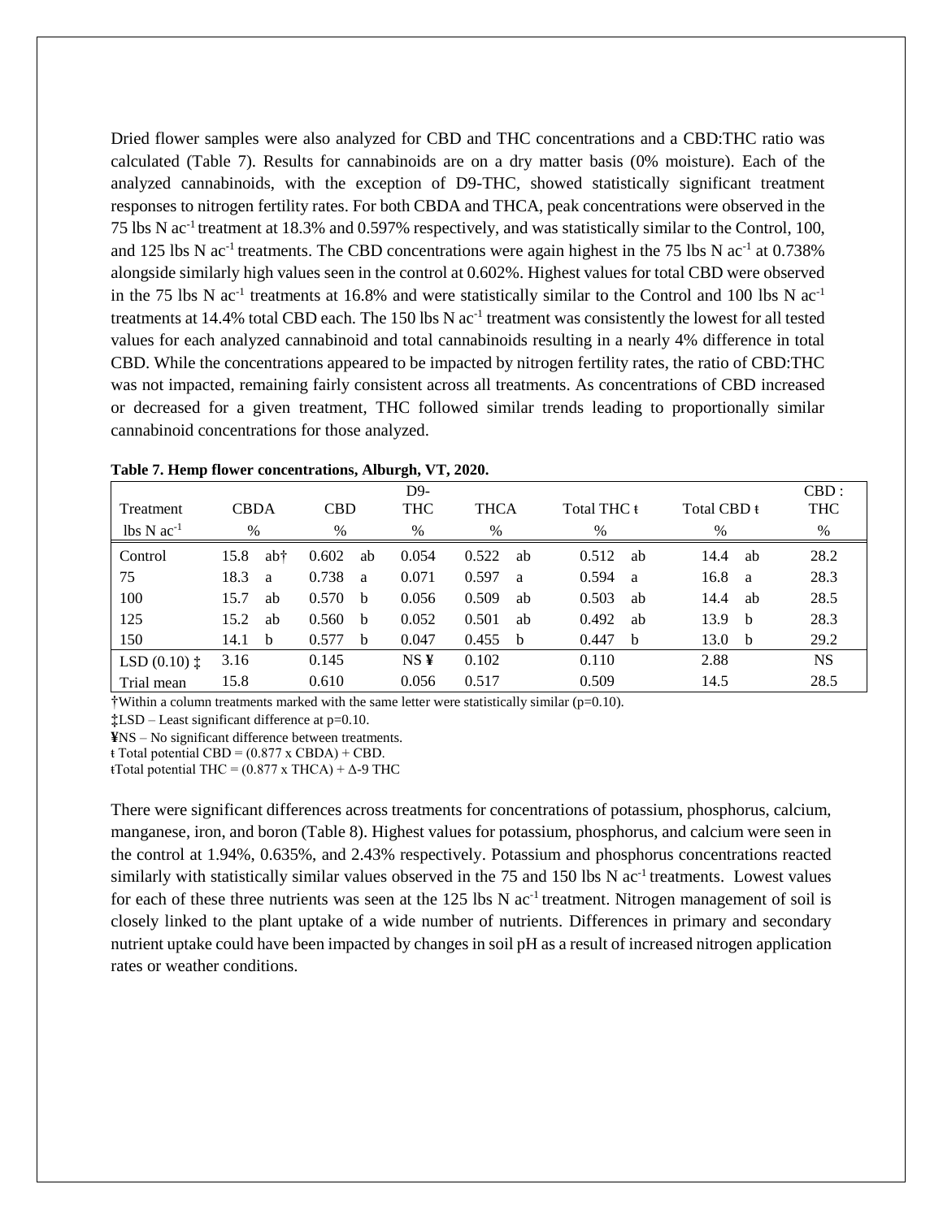Dried flower samples were also analyzed for CBD and THC concentrations and a CBD:THC ratio was calculated (Table 7). Results for cannabinoids are on a dry matter basis (0% moisture). Each of the analyzed cannabinoids, with the exception of D9-THC, showed statistically significant treatment responses to nitrogen fertility rates. For both CBDA and THCA, peak concentrations were observed in the 75 lbs N $ac^{-1}$ treatment at 18.3% and 0.597% respectively, and was statistically similar to the Control, 100, and 125 lbs N $ac^{-1}$ treatments. The CBD concentrations were again highest in the 75 lbs N $ac^{-1}$ at 0.738% alongside similarly high values seen in the control at 0.602%. Highest values for total CBD were observed in the 75 lbs N $ac^{-1}$ treatments at 16.8% and were statistically similar to the Control and 100 lbs N $ac^{-1}$ treatments at 14.4% total CBD each. The 150 lbs N $ac^{-1}$ treatment was consistently the lowest for all tested values for each analyzed cannabinoid and total cannabinoids resulting in a nearly 4% difference in total CBD. While the concentrations appeared to be impacted by nitrogen fertility rates, the ratio of CBD:THC was not impacted, remaining fairly consistent across all treatments. As concentrations of CBD increased or decreased for a given treatment, THC followed similar trends leading to proportionally similar cannabinoid concentrations for those analyzed.

**Table 7. Hemp flower concentrations, Alburgh, VT, 2020.**

| Treatment | CBDA | | CBD | | D9-THC | THCA | | Total THC ŧ | | Total CBD ŧ | | CBD : THC |
|---|---|---|---|---|---|---|---|---|---|---|---|---|
| lbs N $ac^{-1}$ | % | | % | | % | % | | % | | % | | % |
| Control | 15.8 | ab† | 0.602 | ab | 0.054 | 0.522 | ab | 0.512 | ab | 14.4 | ab | 28.2 |
| 75 | 18.3 | a | 0.738 | a | 0.071 | 0.597 | a | 0.594 | a | 16.8 | a | 28.3 |
| 100 | 15.7 | ab | 0.570 | b | 0.056 | 0.509 | ab | 0.503 | ab | 14.4 | ab | 28.5 |
| 125 | 15.2 | ab | 0.560 | b | 0.052 | 0.501 | ab | 0.492 | ab | 13.9 | b | 28.3 |
| 150 | 14.1 | b | 0.577 | b | 0.047 | 0.455 | b | 0.447 | b | 13.0 | b | 29.2 |
| LSD (0.10) ‡ | 3.16 | | 0.145 | | NS ¥ | 0.102 | | 0.110 | | 2.88 | | NS |
| Trial mean | 15.8 | | 0.610 | | 0.056 | 0.517 | | 0.509 | | 14.5 | | 28.5 |

†Within a column treatments marked with the same letter were statistically similar (p=0.10).

‡LSD – Least significant difference at p=0.10.

¥NS – No significant difference between treatments.

ŧ Total potential CBD = (0.877 x CBDA) + CBD.

ŧTotal potential THC = (0.877 x THCA) + Δ-9 THC

There were significant differences across treatments for concentrations of potassium, phosphorus, calcium, manganese, iron, and boron (Table 8). Highest values for potassium, phosphorus, and calcium were seen in the control at 1.94%, 0.635%, and 2.43% respectively. Potassium and phosphorus concentrations reacted similarly with statistically similar values observed in the 75 and 150 lbs N $ac^{-1}$ treatments. Lowest values for each of these three nutrients was seen at the 125 lbs N $ac^{-1}$ treatment. Nitrogen management of soil is closely linked to the plant uptake of a wide number of nutrients. Differences in primary and secondary nutrient uptake could have been impacted by changes in soil pH as a result of increased nitrogen application rates or weather conditions.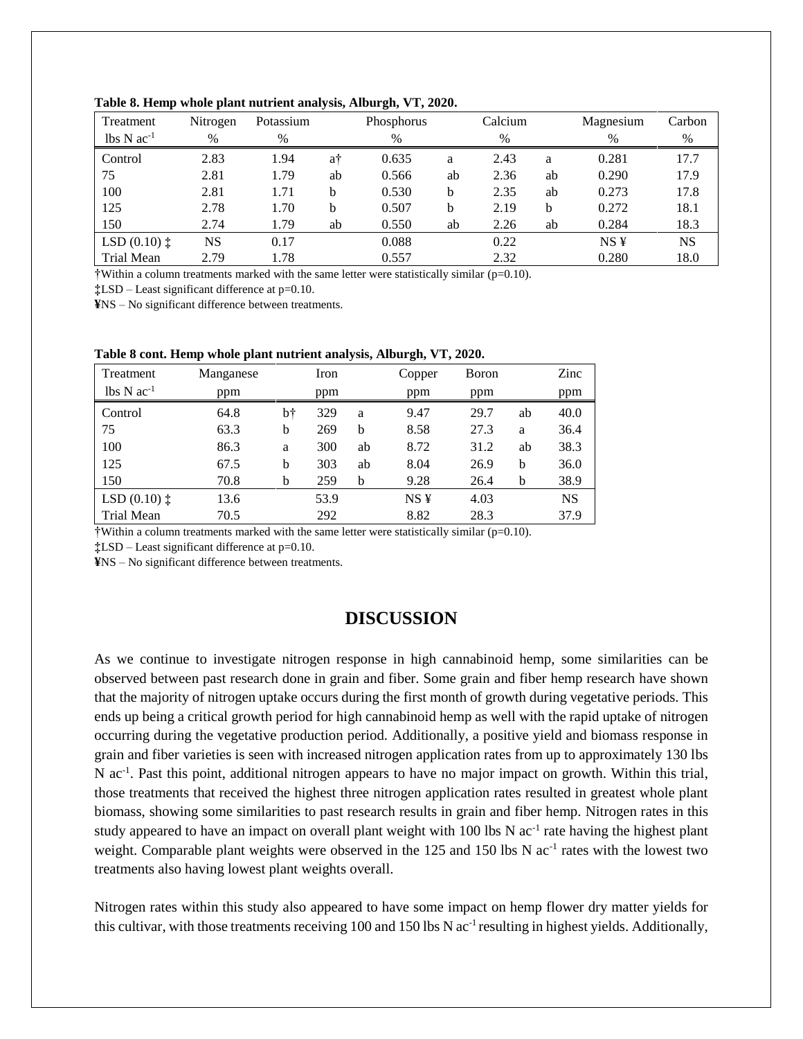**Table 8. Hemp whole plant nutrient analysis, Alburgh, VT, 2020.**

| Treatment | Nitrogen | Potassium | | Phosphorus | | Calcium | | Magnesium | Carbon |
|---|---|---|---|---|---|---|---|---|---|
| lbs N $ac^{-1}$ | % | % | | % | | % | | % | % |
| Control | 2.83 | 1.94 | a† | 0.635 | a | 2.43 | a | 0.281 | 17.7 |
| 75 | 2.81 | 1.79 | ab | 0.566 | ab | 2.36 | ab | 0.290 | 17.9 |
| 100 | 2.81 | 1.71 | b | 0.530 | b | 2.35 | ab | 0.273 | 17.8 |
| 125 | 2.78 | 1.70 | b | 0.507 | b | 2.19 | b | 0.272 | 18.1 |
| 150 | 2.74 | 1.79 | ab | 0.550 | ab | 2.26 | ab | 0.284 | 18.3 |
| LSD (0.10) ‡ | NS | 0.17 | | 0.088 | | 0.22 | | NS ¥ | NS |
| Trial Mean | 2.79 | 1.78 | | 0.557 | | 2.32 | | 0.280 | 18.0 |

†Within a column treatments marked with the same letter were statistically similar (p=0.10).

‡LSD – Least significant difference at p=0.10.

¥NS – No significant difference between treatments.

**Table 8 cont. Hemp whole plant nutrient analysis, Alburgh, VT, 2020.**

| Treatment | Manganese | | Iron | | Copper | Boron | | Zinc |
|---|---|---|---|---|---|---|---|---|
| lbs N $ac^{-1}$ | ppm | | ppm | | ppm | ppm | | ppm |
| Control | 64.8 | b† | 329 | a | 9.47 | 29.7 | ab | 40.0 |
| 75 | 63.3 | b | 269 | b | 8.58 | 27.3 | a | 36.4 |
| 100 | 86.3 | a | 300 | ab | 8.72 | 31.2 | ab | 38.3 |
| 125 | 67.5 | b | 303 | ab | 8.04 | 26.9 | b | 36.0 |
| 150 | 70.8 | b | 259 | b | 9.28 | 26.4 | b | 38.9 |
| LSD (0.10) ‡ | 13.6 | | 53.9 | | NS ¥ | 4.03 | | NS |
| Trial Mean | 70.5 | | 292 | | 8.82 | 28.3 | | 37.9 |

†Within a column treatments marked with the same letter were statistically similar (p=0.10).

‡LSD – Least significant difference at p=0.10.

¥NS – No significant difference between treatments.

## DISCUSSION

As we continue to investigate nitrogen response in high cannabinoid hemp, some similarities can be observed between past research done in grain and fiber. Some grain and fiber hemp research have shown that the majority of nitrogen uptake occurs during the first month of growth during vegetative periods. This ends up being a critical growth period for high cannabinoid hemp as well with the rapid uptake of nitrogen occurring during the vegetative production period. Additionally, a positive yield and biomass response in grain and fiber varieties is seen with increased nitrogen application rates from up to approximately 130 lbs N $ac^{-1}$. Past this point, additional nitrogen appears to have no major impact on growth. Within this trial, those treatments that received the highest three nitrogen application rates resulted in greatest whole plant biomass, showing some similarities to past research results in grain and fiber hemp. Nitrogen rates in this study appeared to have an impact on overall plant weight with 100 lbs N $ac^{-1}$ rate having the highest plant weight. Comparable plant weights were observed in the 125 and 150 lbs N $ac^{-1}$ rates with the lowest two treatments also having lowest plant weights overall.

Nitrogen rates within this study also appeared to have some impact on hemp flower dry matter yields for this cultivar, with those treatments receiving 100 and 150 lbs N $ac^{-1}$ resulting in highest yields. Additionally,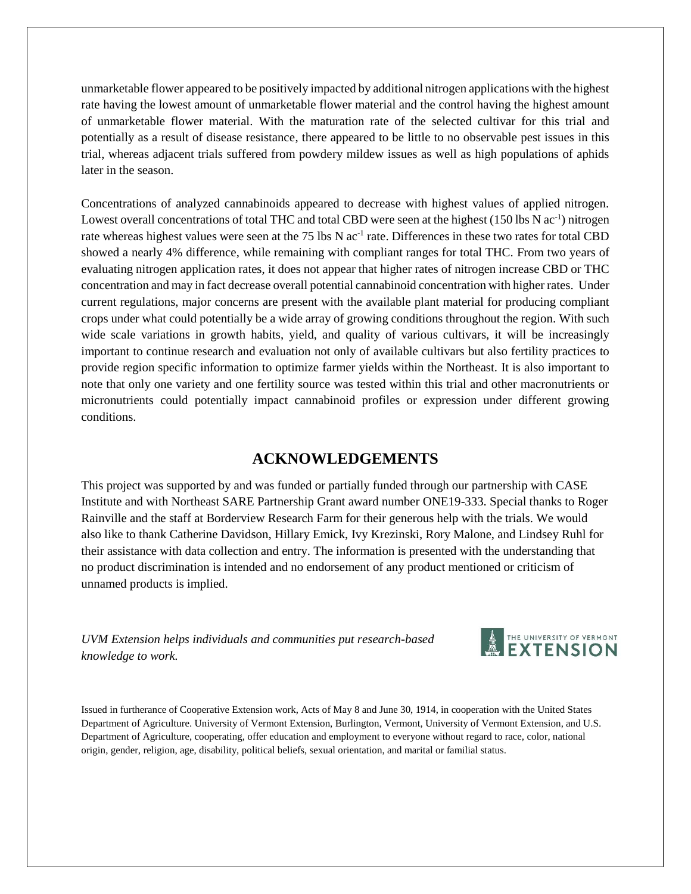unmarketable flower appeared to be positively impacted by additional nitrogen applications with the highest rate having the lowest amount of unmarketable flower material and the control having the highest amount of unmarketable flower material. With the maturation rate of the selected cultivar for this trial and potentially as a result of disease resistance, there appeared to be little to no observable pest issues in this trial, whereas adjacent trials suffered from powdery mildew issues as well as high populations of aphids later in the season.

Concentrations of analyzed cannabinoids appeared to decrease with highest values of applied nitrogen. Lowest overall concentrations of total THC and total CBD were seen at the highest (150 lbs N $ac^{-1}$) nitrogen rate whereas highest values were seen at the 75 lbs N $ac^{-1}$ rate. Differences in these two rates for total CBD showed a nearly 4% difference, while remaining with compliant ranges for total THC. From two years of evaluating nitrogen application rates, it does not appear that higher rates of nitrogen increase CBD or THC concentration and may in fact decrease overall potential cannabinoid concentration with higher rates. Under current regulations, major concerns are present with the available plant material for producing compliant crops under what could potentially be a wide array of growing conditions throughout the region. With such wide scale variations in growth habits, yield, and quality of various cultivars, it will be increasingly important to continue research and evaluation not only of available cultivars but also fertility practices to provide region specific information to optimize farmer yields within the Northeast. It is also important to note that only one variety and one fertility source was tested within this trial and other macronutrients or micronutrients could potentially impact cannabinoid profiles or expression under different growing conditions.

## ACKNOWLEDGEMENTS

This project was supported by and was funded or partially funded through our partnership with CASE Institute and with Northeast SARE Partnership Grant award number ONE19-333. Special thanks to Roger Rainville and the staff at Borderview Research Farm for their generous help with the trials. We would also like to thank Catherine Davidson, Hillary Emick, Ivy Krezinski, Rory Malone, and Lindsey Ruhl for their assistance with data collection and entry. The information is presented with the understanding that no product discrimination is intended and no endorsement of any product mentioned or criticism of unnamed products is implied.

*UVM Extension helps individuals and communities put research-based knowledge to work.*

THE UNIVERSITY OF VERMONT EXTENSION

Issued in furtherance of Cooperative Extension work, Acts of May 8 and June 30, 1914, in cooperation with the United States Department of Agriculture. University of Vermont Extension, Burlington, Vermont, University of Vermont Extension, and U.S. Department of Agriculture, cooperating, offer education and employment to everyone without regard to race, color, national origin, gender, religion, age, disability, political beliefs, sexual orientation, and marital or familial status.